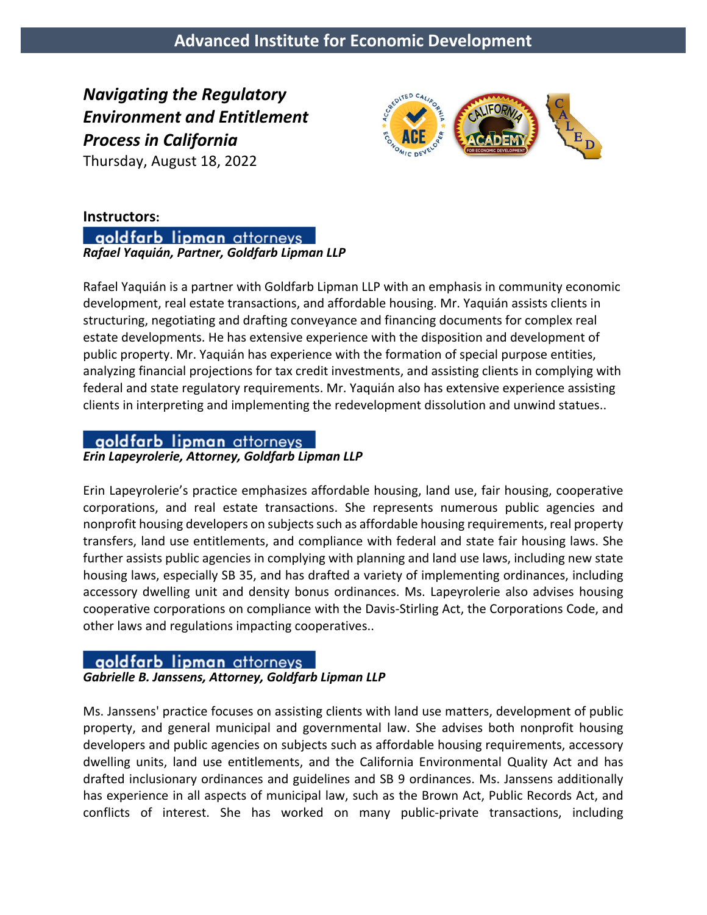# Advanced Institute for Economic Development

***Navigating the Regulatory Environment and Entitlement Process in California***

Thursday, August 18, 2022

**Instructors:**

goldfarb lipman attorneys

***Rafael Yaquián, Partner, Goldfarb Lipman LLP***

Rafael Yaquián is a partner with Goldfarb Lipman LLP with an emphasis in community economic development, real estate transactions, and affordable housing. Mr. Yaquián assists clients in structuring, negotiating and drafting conveyance and financing documents for complex real estate developments. He has extensive experience with the disposition and development of public property. Mr. Yaquián has experience with the formation of special purpose entities, analyzing financial projections for tax credit investments, and assisting clients in complying with federal and state regulatory requirements. Mr. Yaquián also has extensive experience assisting clients in interpreting and implementing the redevelopment dissolution and unwind statues..

goldfarb lipman attorneys

***Erin Lapeyrolerie, Attorney, Goldfarb Lipman LLP***

Erin Lapeyrolerie's practice emphasizes affordable housing, land use, fair housing, cooperative corporations, and real estate transactions. She represents numerous public agencies and nonprofit housing developers on subjects such as affordable housing requirements, real property transfers, land use entitlements, and compliance with federal and state fair housing laws. She further assists public agencies in complying with planning and land use laws, including new state housing laws, especially SB 35, and has drafted a variety of implementing ordinances, including accessory dwelling unit and density bonus ordinances. Ms. Lapeyrolerie also advises housing cooperative corporations on compliance with the Davis-Stirling Act, the Corporations Code, and other laws and regulations impacting cooperatives..

goldfarb lipman attorneys

***Gabrielle B. Janssens, Attorney, Goldfarb Lipman LLP***

Ms. Janssens' practice focuses on assisting clients with land use matters, development of public property, and general municipal and governmental law. She advises both nonprofit housing developers and public agencies on subjects such as affordable housing requirements, accessory dwelling units, land use entitlements, and the California Environmental Quality Act and has drafted inclusionary ordinances and guidelines and SB 9 ordinances. Ms. Janssens additionally has experience in all aspects of municipal law, such as the Brown Act, Public Records Act, and conflicts of interest. She has worked on many public-private transactions, including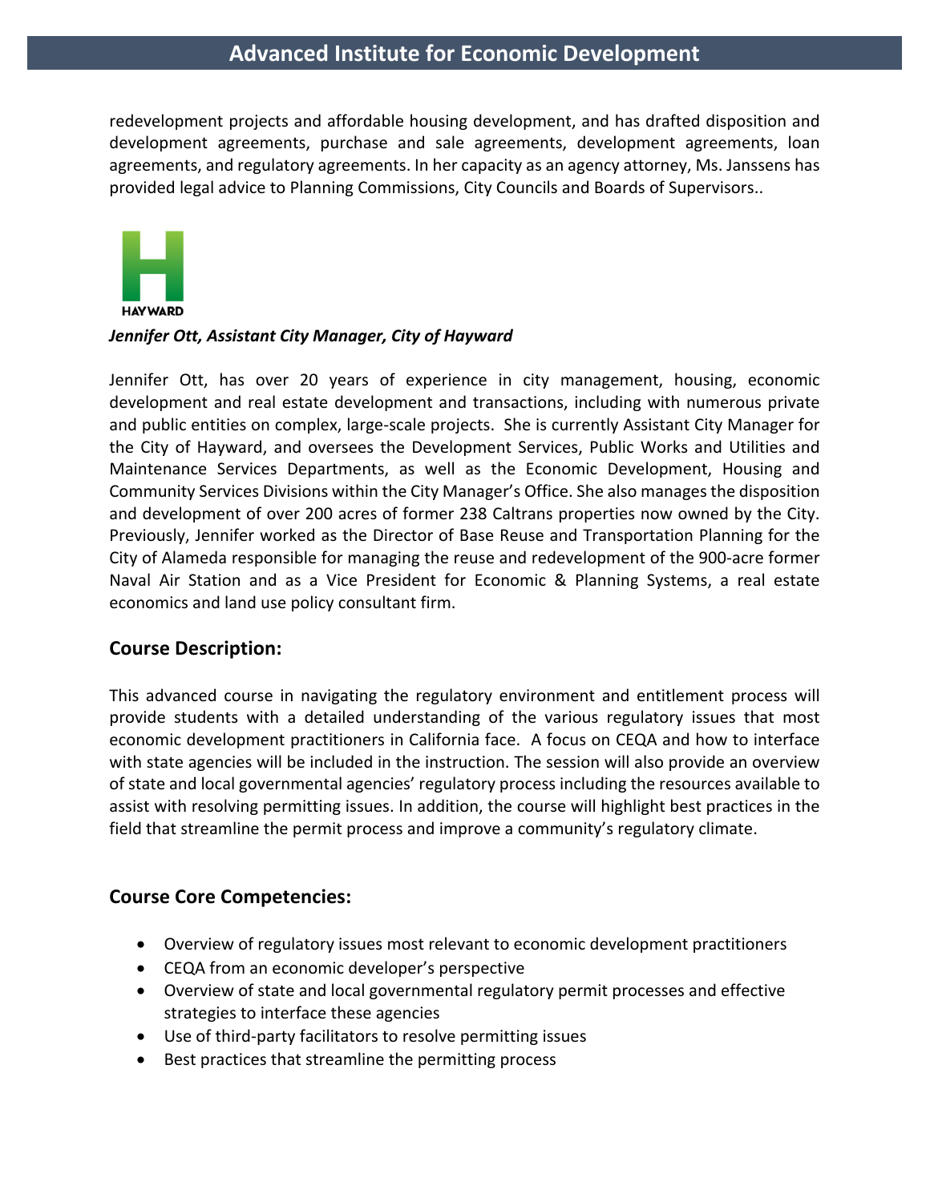redevelopment projects and affordable housing development, and has drafted disposition and development agreements, purchase and sale agreements, development agreements, loan agreements, and regulatory agreements. In her capacity as an agency attorney, Ms. Janssens has provided legal advice to Planning Commissions, City Councils and Boards of Supervisors..

HAYWARD

***Jennifer Ott, Assistant City Manager, City of Hayward***

Jennifer Ott, has over 20 years of experience in city management, housing, economic development and real estate development and transactions, including with numerous private and public entities on complex, large-scale projects. She is currently Assistant City Manager for the City of Hayward, and oversees the Development Services, Public Works and Utilities and Maintenance Services Departments, as well as the Economic Development, Housing and Community Services Divisions within the City Manager's Office. She also manages the disposition and development of over 200 acres of former 238 Caltrans properties now owned by the City. Previously, Jennifer worked as the Director of Base Reuse and Transportation Planning for the City of Alameda responsible for managing the reuse and redevelopment of the 900-acre former Naval Air Station and as a Vice President for Economic & Planning Systems, a real estate economics and land use policy consultant firm.

## Course Description:

This advanced course in navigating the regulatory environment and entitlement process will provide students with a detailed understanding of the various regulatory issues that most economic development practitioners in California face. A focus on CEQA and how to interface with state agencies will be included in the instruction. The session will also provide an overview of state and local governmental agencies' regulatory process including the resources available to assist with resolving permitting issues. In addition, the course will highlight best practices in the field that streamline the permit process and improve a community's regulatory climate.

## Course Core Competencies:

- Overview of regulatory issues most relevant to economic development practitioners
- CEQA from an economic developer's perspective
- Overview of state and local governmental regulatory permit processes and effective strategies to interface these agencies
- Use of third-party facilitators to resolve permitting issues
- Best practices that streamline the permitting process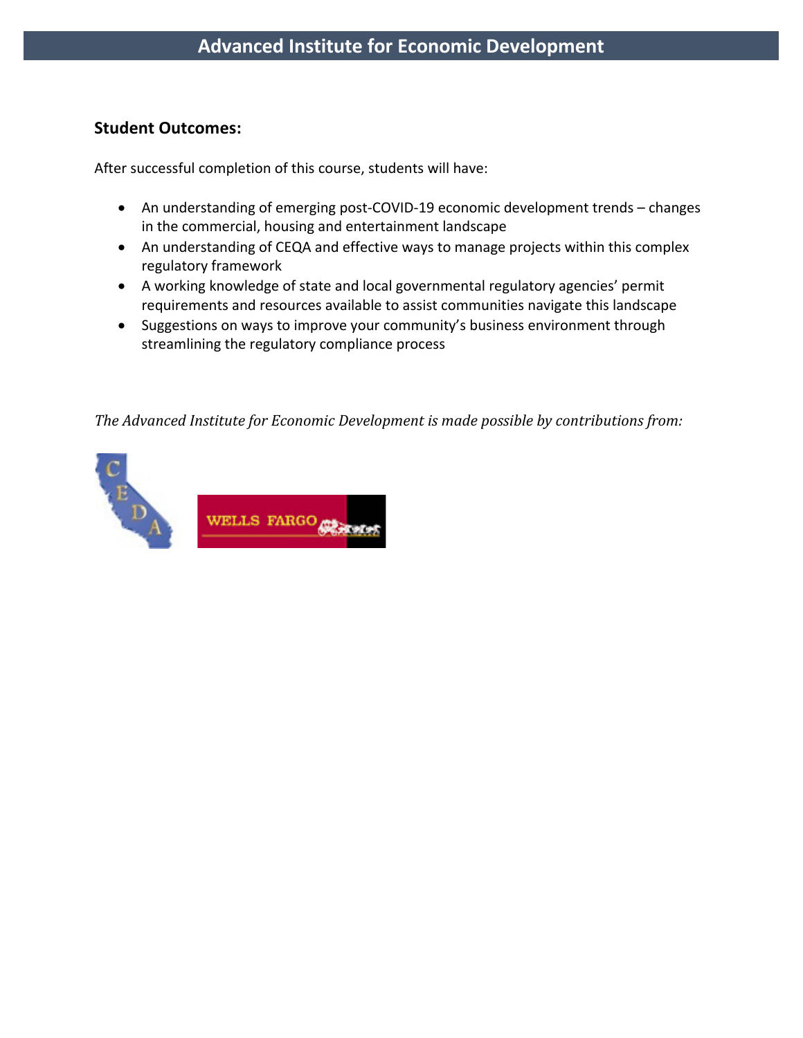## Advanced Institute for Economic Development

### Student Outcomes:

After successful completion of this course, students will have:

- An understanding of emerging post-COVID-19 economic development trends – changes in the commercial, housing and entertainment landscape
- An understanding of CEQA and effective ways to manage projects within this complex regulatory framework
- A working knowledge of state and local governmental regulatory agencies' permit requirements and resources available to assist communities navigate this landscape
- Suggestions on ways to improve your community's business environment through streamlining the regulatory compliance process

*The Advanced Institute for Economic Development is made possible by contributions from:*